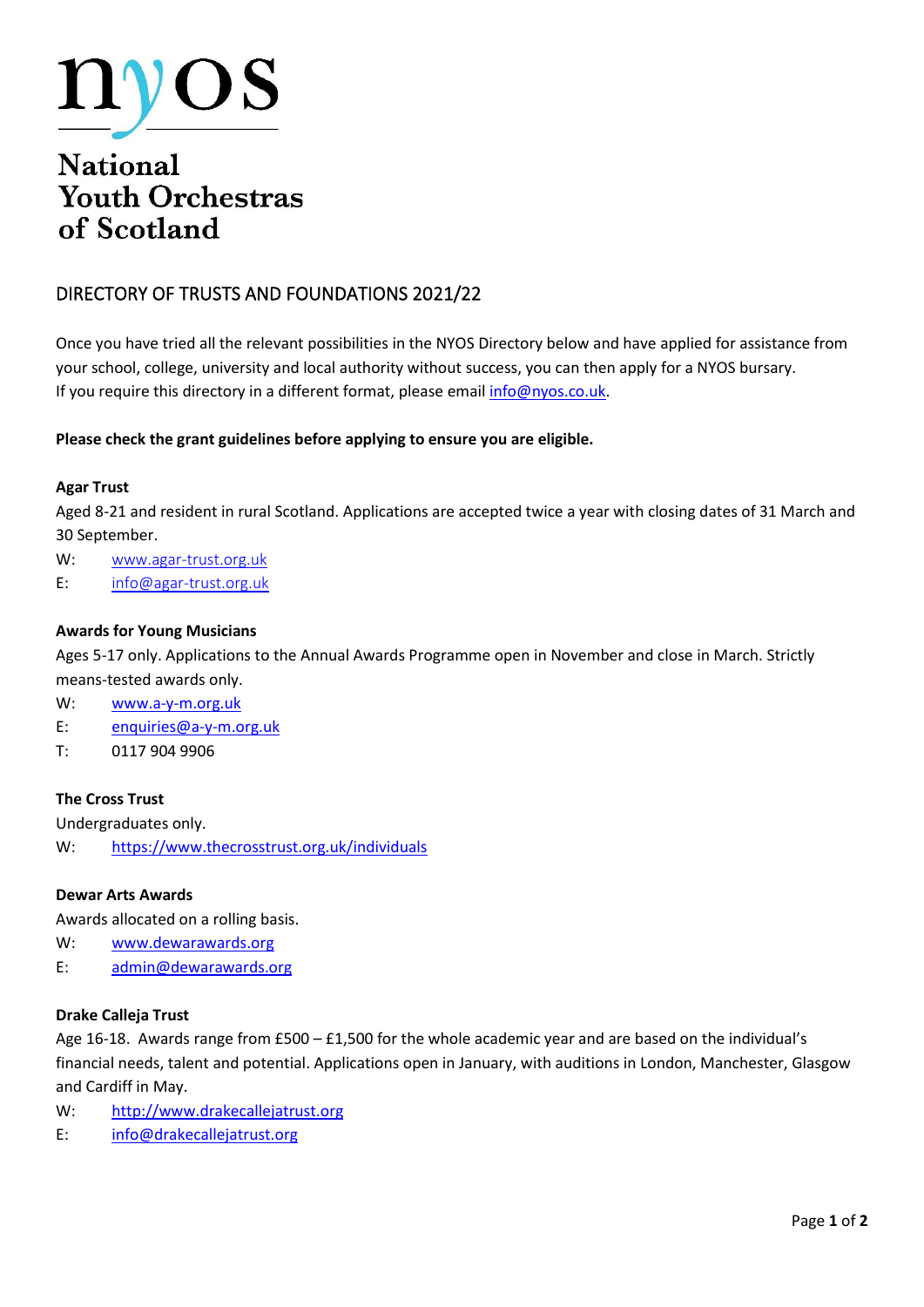# nyos

**National Youth Orchestras of Scotland**

## DIRECTORY OF TRUSTS AND FOUNDATIONS 2021/22

Once you have tried all the relevant possibilities in the NYOS Directory below and have applied for assistance from your school, college, university and local authority without success, you can then apply for a NYOS bursary. If you require this directory in a different format, please email info@nyos.co.uk.

**Please check the grant guidelines before applying to ensure you are eligible.**

### Agar Trust

Aged 8-21 and resident in rural Scotland. Applications are accepted twice a year with closing dates of 31 March and 30 September.

W: www.agar-trust.org.uk
E: info@agar-trust.org.uk

### Awards for Young Musicians

Ages 5-17 only. Applications to the Annual Awards Programme open in November and close in March. Strictly means-tested awards only.

W: www.a-y-m.org.uk
E: enquiries@a-y-m.org.uk
T: 0117 904 9906

### The Cross Trust

Undergraduates only.

W: https://www.thecrosstrust.org.uk/individuals

### Dewar Arts Awards

Awards allocated on a rolling basis.

W: www.dewarawards.org
E: admin@dewarawards.org

### Drake Calleja Trust

Age 16-18. Awards range from £500 – £1,500 for the whole academic year and are based on the individual's financial needs, talent and potential. Applications open in January, with auditions in London, Manchester, Glasgow and Cardiff in May.

W: http://www.drakecallejatrust.org
E: info@drakecallejatrust.org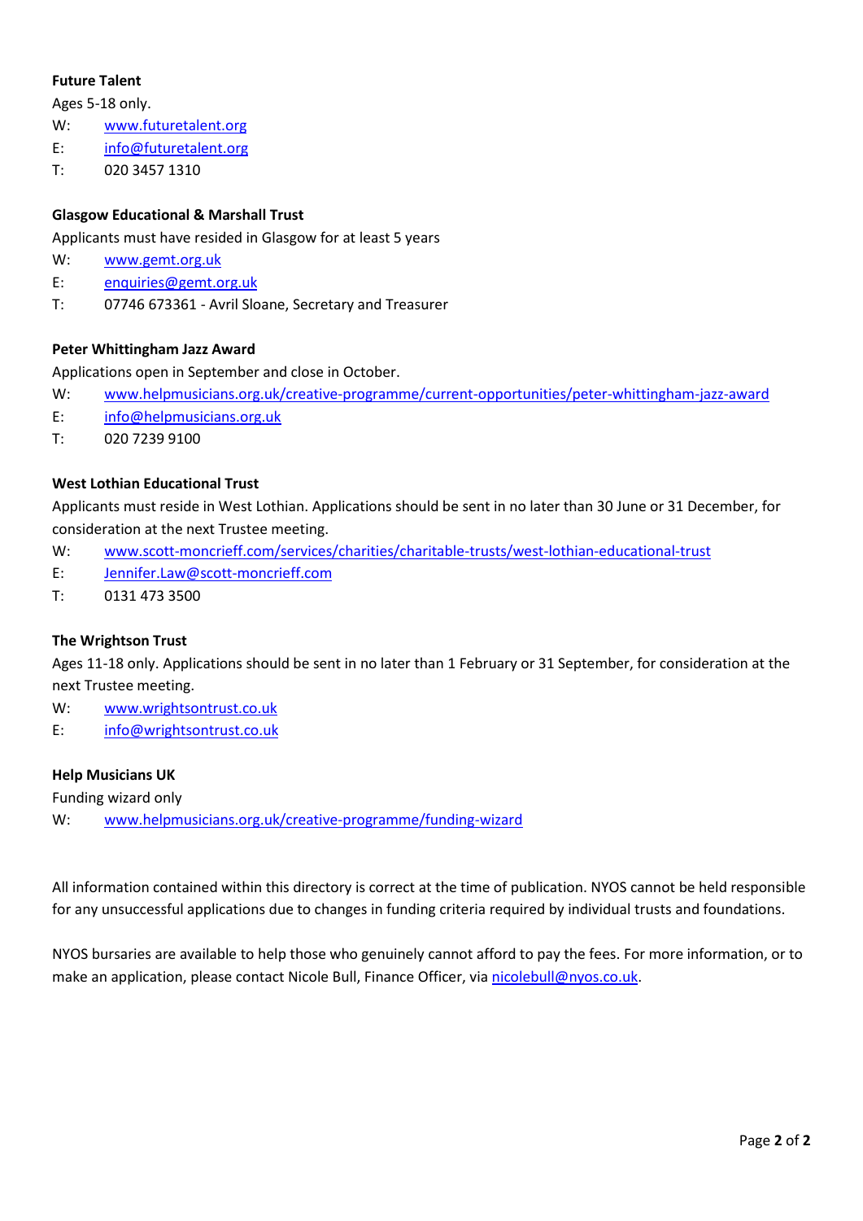**Future Talent**

Ages 5-18 only.

W: www.futuretalent.org
E: info@futuretalent.org
T: 020 3457 1310

**Glasgow Educational & Marshall Trust**

Applicants must have resided in Glasgow for at least 5 years

W: www.gemt.org.uk
E: enquiries@gemt.org.uk
T: 07746 673361 - Avril Sloane, Secretary and Treasurer

**Peter Whittingham Jazz Award**

Applications open in September and close in October.

W: www.helpmusicians.org.uk/creative-programme/current-opportunities/peter-whittingham-jazz-award
E: info@helpmusicians.org.uk
T: 020 7239 9100

**West Lothian Educational Trust**

Applicants must reside in West Lothian. Applications should be sent in no later than 30 June or 31 December, for consideration at the next Trustee meeting.

W: www.scott-moncrieff.com/services/charities/charitable-trusts/west-lothian-educational-trust
E: Jennifer.Law@scott-moncrieff.com
T: 0131 473 3500

**The Wrightson Trust**

Ages 11-18 only. Applications should be sent in no later than 1 February or 31 September, for consideration at the next Trustee meeting.

W: www.wrightsontrust.co.uk
E: info@wrightsontrust.co.uk

**Help Musicians UK**

Funding wizard only

W: www.helpmusicians.org.uk/creative-programme/funding-wizard

All information contained within this directory is correct at the time of publication. NYOS cannot be held responsible for any unsuccessful applications due to changes in funding criteria required by individual trusts and foundations.

NYOS bursaries are available to help those who genuinely cannot afford to pay the fees. For more information, or to make an application, please contact Nicole Bull, Finance Officer, via nicolebull@nyos.co.uk.